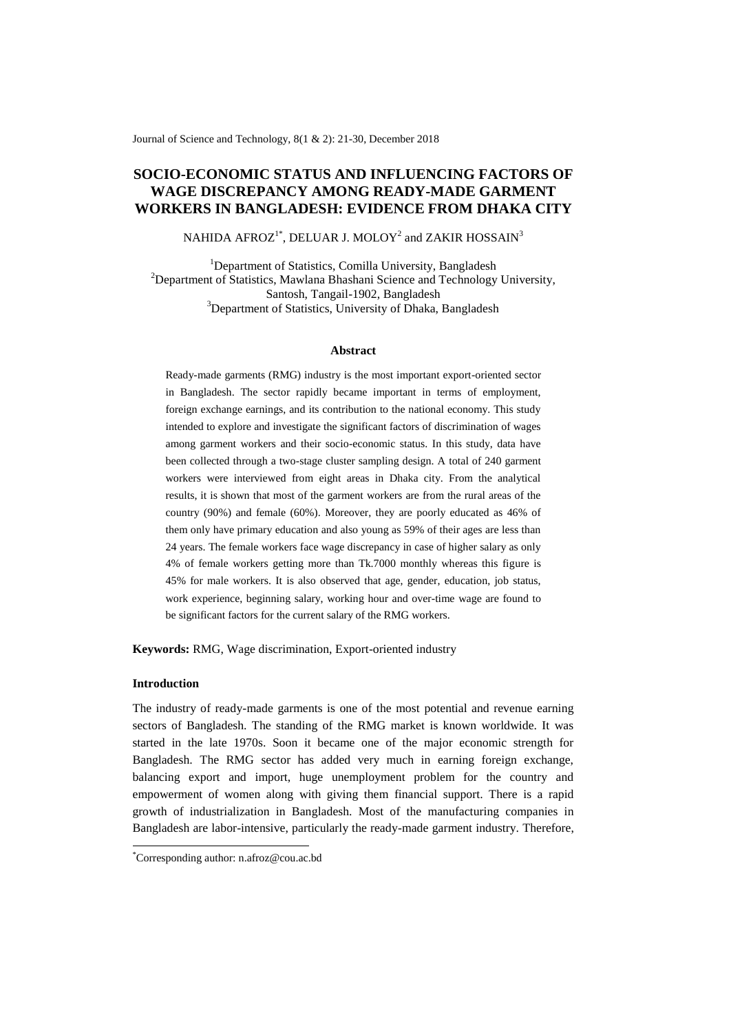# SOCIO-ECONOMIC STATUS AND INFLUENCING FACTORS OF WAGE DISCREPANCY AMONG READY-MADE GARMENT WORKERS IN BANGLADESH: EVIDENCE FROM DHAKA CITY

NAHIDA AFROZ[1*], DELUAR J. MOLOY[2] and ZAKIR HOSSAIN[3]

[1]Department of Statistics, Comilla University, Bangladesh
[2]Department of Statistics, Mawlana Bhashani Science and Technology University, Santosh, Tangail-1902, Bangladesh
[3]Department of Statistics, University of Dhaka, Bangladesh

## Abstract

Ready-made garments (RMG) industry is the most important export-oriented sector in Bangladesh. The sector rapidly became important in terms of employment, foreign exchange earnings, and its contribution to the national economy. This study intended to explore and investigate the significant factors of discrimination of wages among garment workers and their socio-economic status. In this study, data have been collected through a two-stage cluster sampling design. A total of 240 garment workers were interviewed from eight areas in Dhaka city. From the analytical results, it is shown that most of the garment workers are from the rural areas of the country (90%) and female (60%). Moreover, they are poorly educated as 46% of them only have primary education and also young as 59% of their ages are less than 24 years. The female workers face wage discrepancy in case of higher salary as only 4% of female workers getting more than Tk.7000 monthly whereas this figure is 45% for male workers. It is also observed that age, gender, education, job status, work experience, beginning salary, working hour and over-time wage are found to be significant factors for the current salary of the RMG workers.

**Keywords:** RMG, Wage discrimination, Export-oriented industry

## Introduction

The industry of ready-made garments is one of the most potential and revenue earning sectors of Bangladesh. The standing of the RMG market is known worldwide. It was started in the late 1970s. Soon it became one of the major economic strength for Bangladesh. The RMG sector has added very much in earning foreign exchange, balancing export and import, huge unemployment problem for the country and empowerment of women along with giving them financial support. There is a rapid growth of industrialization in Bangladesh. Most of the manufacturing companies in Bangladesh are labor-intensive, particularly the ready-made garment industry. Therefore,

[*]Corresponding author: n.afroz@cou.ac.bd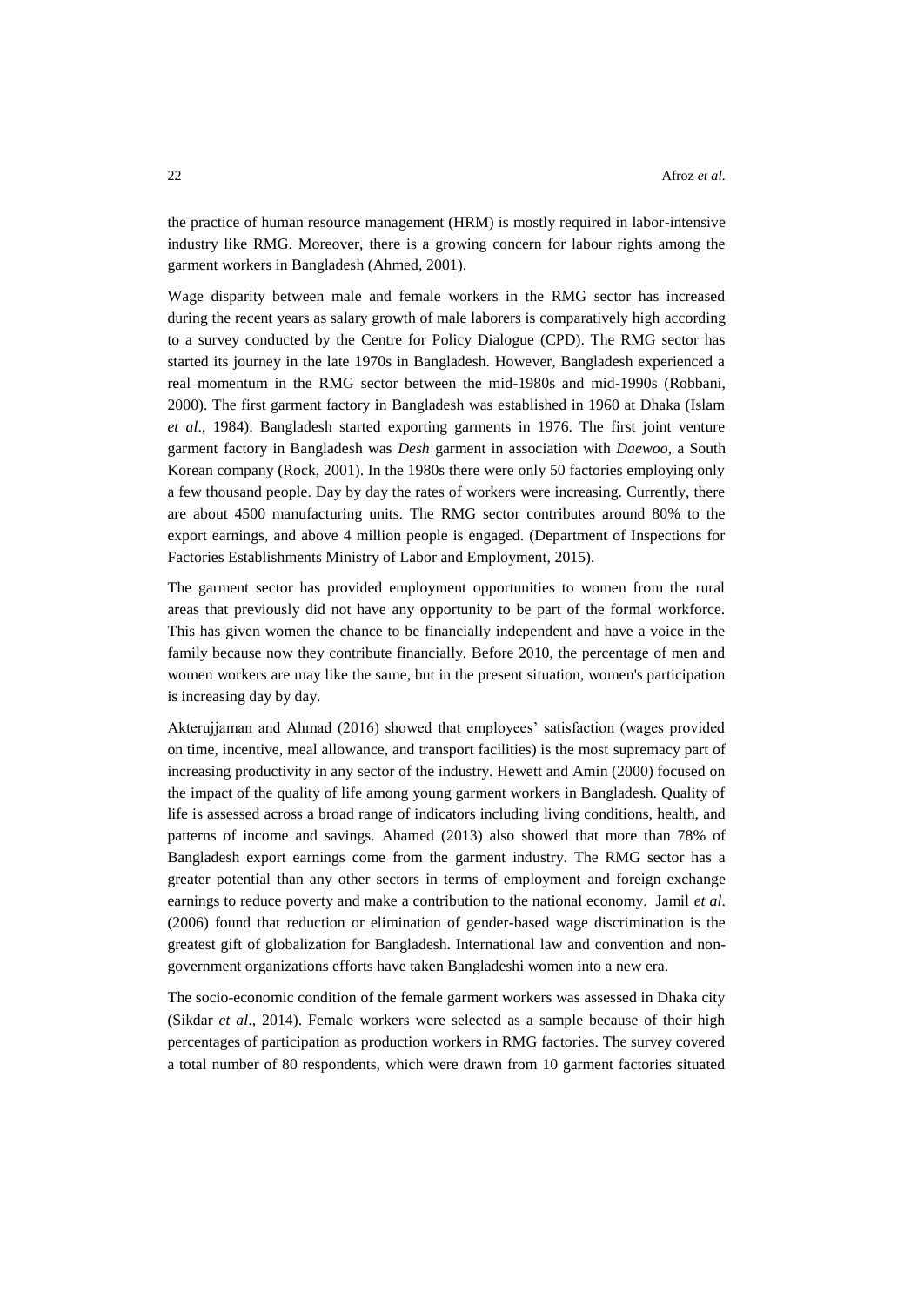the practice of human resource management (HRM) is mostly required in labor-intensive industry like RMG. Moreover, there is a growing concern for labour rights among the garment workers in Bangladesh (Ahmed, 2001).

Wage disparity between male and female workers in the RMG sector has increased during the recent years as salary growth of male laborers is comparatively high according to a survey conducted by the Centre for Policy Dialogue (CPD). The RMG sector has started its journey in the late 1970s in Bangladesh. However, Bangladesh experienced a real momentum in the RMG sector between the mid-1980s and mid-1990s (Robbani, 2000). The first garment factory in Bangladesh was established in 1960 at Dhaka (Islam *et al*., 1984). Bangladesh started exporting garments in 1976. The first joint venture garment factory in Bangladesh was *Desh* garment in association with *Daewoo*, a South Korean company (Rock, 2001). In the 1980s there were only 50 factories employing only a few thousand people. Day by day the rates of workers were increasing. Currently, there are about 4500 manufacturing units. The RMG sector contributes around 80% to the export earnings, and above 4 million people is engaged. (Department of Inspections for Factories Establishments Ministry of Labor and Employment, 2015).

The garment sector has provided employment opportunities to women from the rural areas that previously did not have any opportunity to be part of the formal workforce. This has given women the chance to be financially independent and have a voice in the family because now they contribute financially. Before 2010, the percentage of men and women workers are may like the same, but in the present situation, women's participation is increasing day by day.

Akterujjaman and Ahmad (2016) showed that employees' satisfaction (wages provided on time, incentive, meal allowance, and transport facilities) is the most supremacy part of increasing productivity in any sector of the industry. Hewett and Amin (2000) focused on the impact of the quality of life among young garment workers in Bangladesh. Quality of life is assessed across a broad range of indicators including living conditions, health, and patterns of income and savings. Ahamed (2013) also showed that more than 78% of Bangladesh export earnings come from the garment industry. The RMG sector has a greater potential than any other sectors in terms of employment and foreign exchange earnings to reduce poverty and make a contribution to the national economy. Jamil *et al*. (2006) found that reduction or elimination of gender-based wage discrimination is the greatest gift of globalization for Bangladesh. International law and convention and non-government organizations efforts have taken Bangladeshi women into a new era.

The socio-economic condition of the female garment workers was assessed in Dhaka city (Sikdar *et al*., 2014). Female workers were selected as a sample because of their high percentages of participation as production workers in RMG factories. The survey covered a total number of 80 respondents, which were drawn from 10 garment factories situated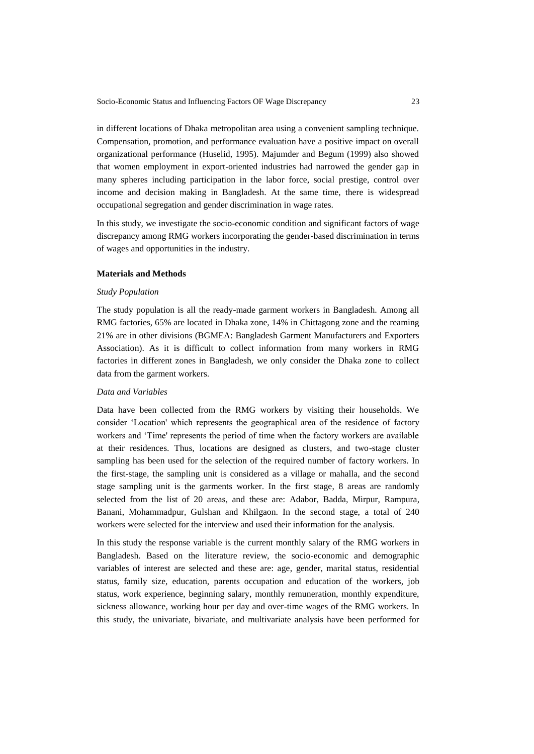in different locations of Dhaka metropolitan area using a convenient sampling technique. Compensation, promotion, and performance evaluation have a positive impact on overall organizational performance (Huselid, 1995). Majumder and Begum (1999) also showed that women employment in export-oriented industries had narrowed the gender gap in many spheres including participation in the labor force, social prestige, control over income and decision making in Bangladesh. At the same time, there is widespread occupational segregation and gender discrimination in wage rates.

In this study, we investigate the socio-economic condition and significant factors of wage discrepancy among RMG workers incorporating the gender-based discrimination in terms of wages and opportunities in the industry.

## Materials and Methods

### *Study Population*

The study population is all the ready-made garment workers in Bangladesh. Among all RMG factories, 65% are located in Dhaka zone, 14% in Chittagong zone and the reaming 21% are in other divisions (BGMEA: Bangladesh Garment Manufacturers and Exporters Association). As it is difficult to collect information from many workers in RMG factories in different zones in Bangladesh, we only consider the Dhaka zone to collect data from the garment workers.

### *Data and Variables*

Data have been collected from the RMG workers by visiting their households. We consider 'Location' which represents the geographical area of the residence of factory workers and 'Time' represents the period of time when the factory workers are available at their residences. Thus, locations are designed as clusters, and two-stage cluster sampling has been used for the selection of the required number of factory workers. In the first-stage, the sampling unit is considered as a village or mahalla, and the second stage sampling unit is the garments worker. In the first stage, 8 areas are randomly selected from the list of 20 areas, and these are: Adabor, Badda, Mirpur, Rampura, Banani, Mohammadpur, Gulshan and Khilgaon. In the second stage, a total of 240 workers were selected for the interview and used their information for the analysis.

In this study the response variable is the current monthly salary of the RMG workers in Bangladesh. Based on the literature review, the socio-economic and demographic variables of interest are selected and these are: age, gender, marital status, residential status, family size, education, parents occupation and education of the workers, job status, work experience, beginning salary, monthly remuneration, monthly expenditure, sickness allowance, working hour per day and over-time wages of the RMG workers. In this study, the univariate, bivariate, and multivariate analysis have been performed for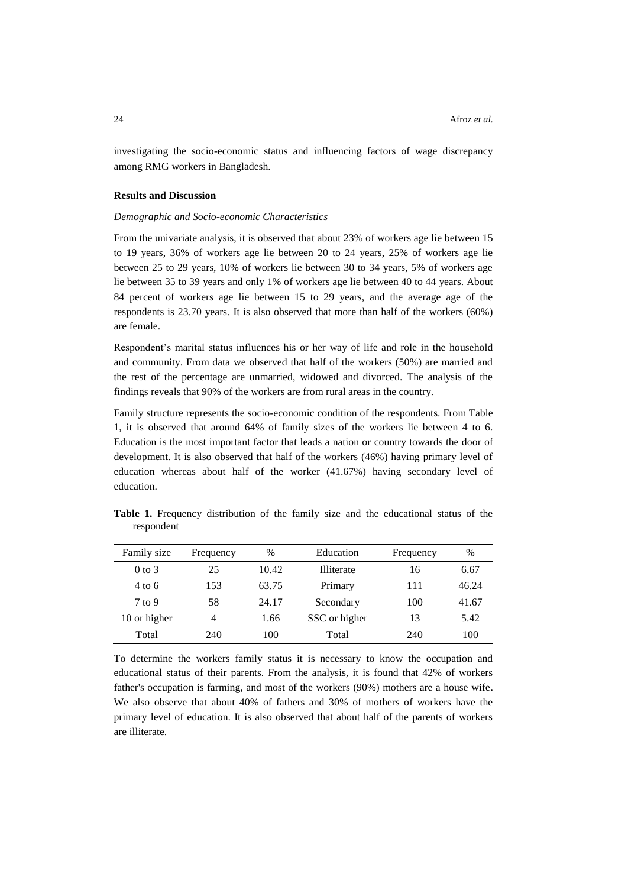investigating the socio-economic status and influencing factors of wage discrepancy among RMG workers in Bangladesh.

## Results and Discussion

### *Demographic and Socio-economic Characteristics*

From the univariate analysis, it is observed that about 23% of workers age lie between 15 to 19 years, 36% of workers age lie between 20 to 24 years, 25% of workers age lie between 25 to 29 years, 10% of workers lie between 30 to 34 years, 5% of workers age lie between 35 to 39 years and only 1% of workers age lie between 40 to 44 years. About 84 percent of workers age lie between 15 to 29 years, and the average age of the respondents is 23.70 years. It is also observed that more than half of the workers (60%) are female.

Respondent's marital status influences his or her way of life and role in the household and community. From data we observed that half of the workers (50%) are married and the rest of the percentage are unmarried, widowed and divorced. The analysis of the findings reveals that 90% of the workers are from rural areas in the country.

Family structure represents the socio-economic condition of the respondents. From Table 1, it is observed that around 64% of family sizes of the workers lie between 4 to 6. Education is the most important factor that leads a nation or country towards the door of development. It is also observed that half of the workers (46%) having primary level of education whereas about half of the worker (41.67%) having secondary level of education.

**Table 1.** Frequency distribution of the family size and the educational status of the respondent

| Family size | Frequency | % | Education | Frequency | % |
|---|---|---|---|---|---|
| 0 to 3 | 25 | 10.42 | Illiterate | 16 | 6.67 |
| 4 to 6 | 153 | 63.75 | Primary | 111 | 46.24 |
| 7 to 9 | 58 | 24.17 | Secondary | 100 | 41.67 |
| 10 or higher | 4 | 1.66 | SSC or higher | 13 | 5.42 |
| Total | 240 | 100 | Total | 240 | 100 |

To determine the workers family status it is necessary to know the occupation and educational status of their parents. From the analysis, it is found that 42% of workers father's occupation is farming, and most of the workers (90%) mothers are a house wife. We also observe that about 40% of fathers and 30% of mothers of workers have the primary level of education. It is also observed that about half of the parents of workers are illiterate.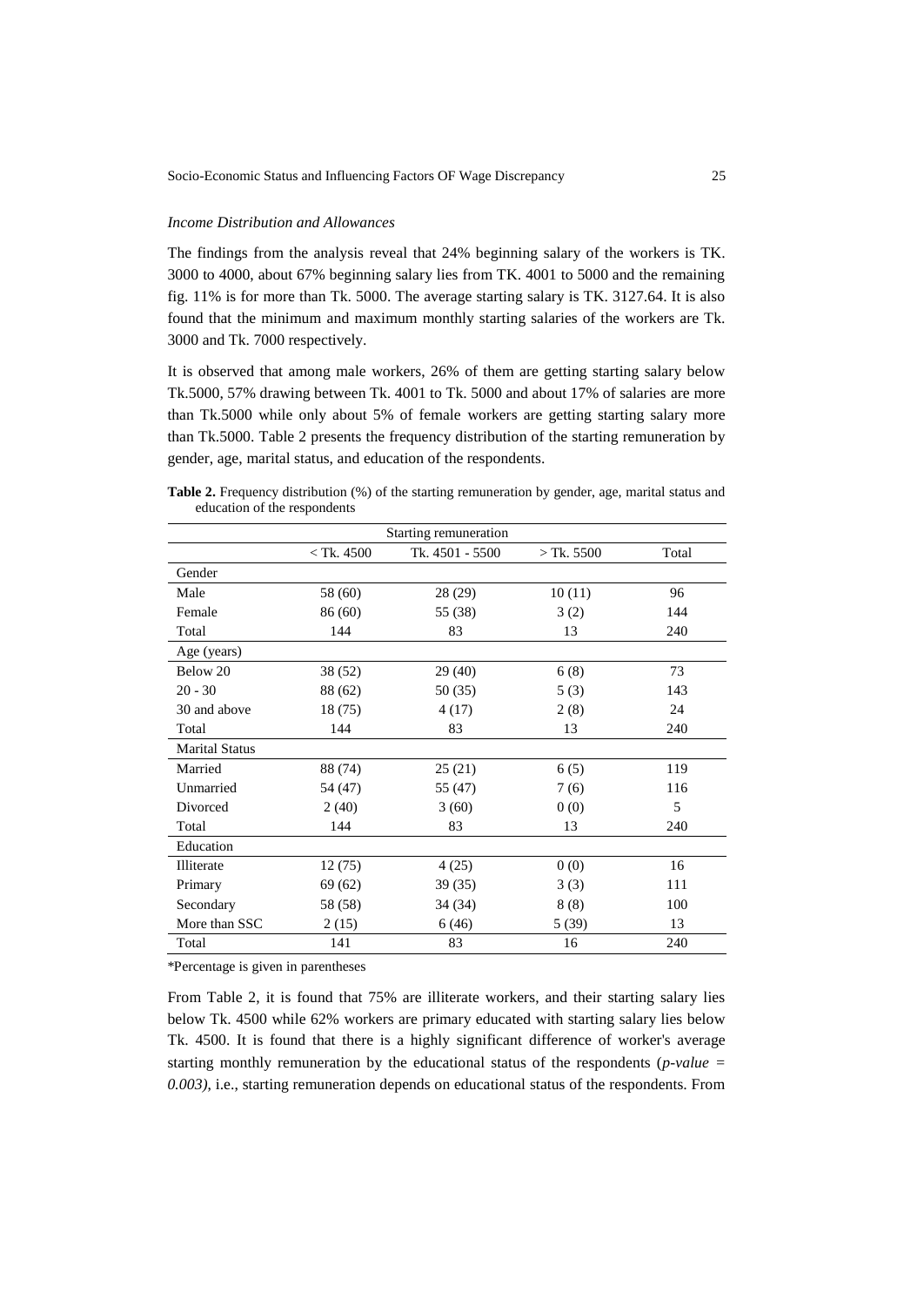*Income Distribution and Allowances*

The findings from the analysis reveal that 24% beginning salary of the workers is TK. 3000 to 4000, about 67% beginning salary lies from TK. 4001 to 5000 and the remaining fig. 11% is for more than Tk. 5000. The average starting salary is TK. 3127.64. It is also found that the minimum and maximum monthly starting salaries of the workers are Tk. 3000 and Tk. 7000 respectively.

It is observed that among male workers, 26% of them are getting starting salary below Tk.5000, 57% drawing between Tk. 4001 to Tk. 5000 and about 17% of salaries are more than Tk.5000 while only about 5% of female workers are getting starting salary more than Tk.5000. Table 2 presents the frequency distribution of the starting remuneration by gender, age, marital status, and education of the respondents.

**Table 2.** Frequency distribution (%) of the starting remuneration by gender, age, marital status and education of the respondents

| | Starting remuneration | | | |
|---|---|---|---|---|
| | < Tk. 4500 | Tk. 4501 - 5500 | > Tk. 5500 | Total |
| Gender | | | | |
| Male | 58 (60) | 28 (29) | 10 (11) | 96 |
| Female | 86 (60) | 55 (38) | 3 (2) | 144 |
| Total | 144 | 83 | 13 | 240 |
| Age (years) | | | | |
| Below 20 | 38 (52) | 29 (40) | 6 (8) | 73 |
| 20 - 30 | 88 (62) | 50 (35) | 5 (3) | 143 |
| 30 and above | 18 (75) | 4 (17) | 2 (8) | 24 |
| Total | 144 | 83 | 13 | 240 |
| Marital Status | | | | |
| Married | 88 (74) | 25 (21) | 6 (5) | 119 |
| Unmarried | 54 (47) | 55 (47) | 7 (6) | 116 |
| Divorced | 2 (40) | 3 (60) | 0 (0) | 5 |
| Total | 144 | 83 | 13 | 240 |
| Education | | | | |
| Illiterate | 12 (75) | 4 (25) | 0 (0) | 16 |
| Primary | 69 (62) | 39 (35) | 3 (3) | 111 |
| Secondary | 58 (58) | 34 (34) | 8 (8) | 100 |
| More than SSC | 2 (15) | 6 (46) | 5 (39) | 13 |
| Total | 141 | 83 | 16 | 240 |

*Percentage is given in parentheses

From Table 2, it is found that 75% are illiterate workers, and their starting salary lies below Tk. 4500 while 62% workers are primary educated with starting salary lies below Tk. 4500. It is found that there is a highly significant difference of worker's average starting monthly remuneration by the educational status of the respondents (*p-value = 0.003)*, i.e., starting remuneration depends on educational status of the respondents. From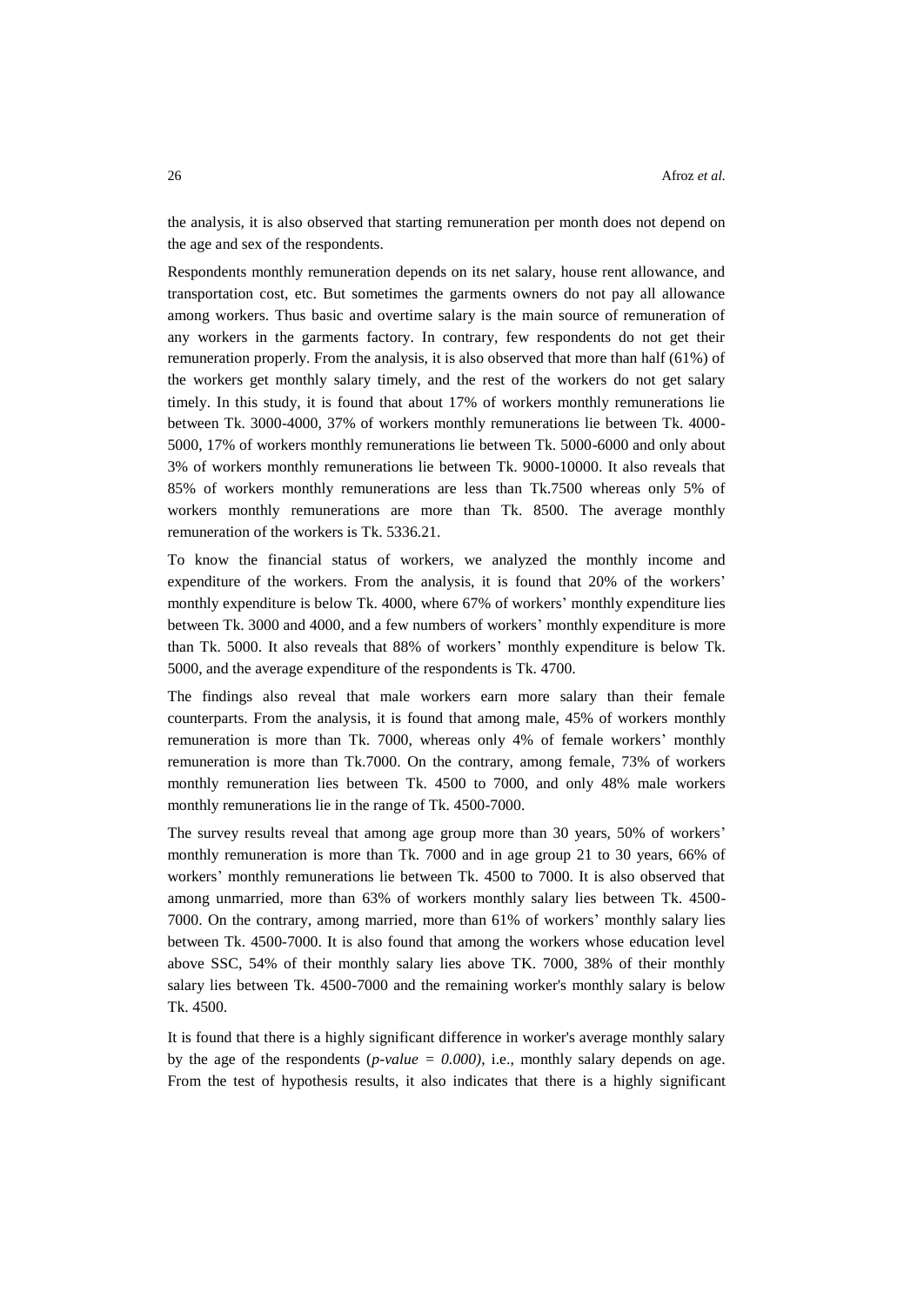the analysis, it is also observed that starting remuneration per month does not depend on the age and sex of the respondents.

Respondents monthly remuneration depends on its net salary, house rent allowance, and transportation cost, etc. But sometimes the garments owners do not pay all allowance among workers. Thus basic and overtime salary is the main source of remuneration of any workers in the garments factory. In contrary, few respondents do not get their remuneration properly. From the analysis, it is also observed that more than half (61%) of the workers get monthly salary timely, and the rest of the workers do not get salary timely. In this study, it is found that about 17% of workers monthly remunerations lie between Tk. 3000-4000, 37% of workers monthly remunerations lie between Tk. 4000-5000, 17% of workers monthly remunerations lie between Tk. 5000-6000 and only about 3% of workers monthly remunerations lie between Tk. 9000-10000. It also reveals that 85% of workers monthly remunerations are less than Tk.7500 whereas only 5% of workers monthly remunerations are more than Tk. 8500. The average monthly remuneration of the workers is Tk. 5336.21.

To know the financial status of workers, we analyzed the monthly income and expenditure of the workers. From the analysis, it is found that 20% of the workers' monthly expenditure is below Tk. 4000, where 67% of workers' monthly expenditure lies between Tk. 3000 and 4000, and a few numbers of workers' monthly expenditure is more than Tk. 5000. It also reveals that 88% of workers' monthly expenditure is below Tk. 5000, and the average expenditure of the respondents is Tk. 4700.

The findings also reveal that male workers earn more salary than their female counterparts. From the analysis, it is found that among male, 45% of workers monthly remuneration is more than Tk. 7000, whereas only 4% of female workers' monthly remuneration is more than Tk.7000. On the contrary, among female, 73% of workers monthly remuneration lies between Tk. 4500 to 7000, and only 48% male workers monthly remunerations lie in the range of Tk. 4500-7000.

The survey results reveal that among age group more than 30 years, 50% of workers' monthly remuneration is more than Tk. 7000 and in age group 21 to 30 years, 66% of workers' monthly remunerations lie between Tk. 4500 to 7000. It is also observed that among unmarried, more than 63% of workers monthly salary lies between Tk. 4500-7000. On the contrary, among married, more than 61% of workers' monthly salary lies between Tk. 4500-7000. It is also found that among the workers whose education level above SSC, 54% of their monthly salary lies above TK. 7000, 38% of their monthly salary lies between Tk. 4500-7000 and the remaining worker's monthly salary is below Tk. 4500.

It is found that there is a highly significant difference in worker's average monthly salary by the age of the respondents (*p-value = 0.000)*, i.e., monthly salary depends on age. From the test of hypothesis results, it also indicates that there is a highly significant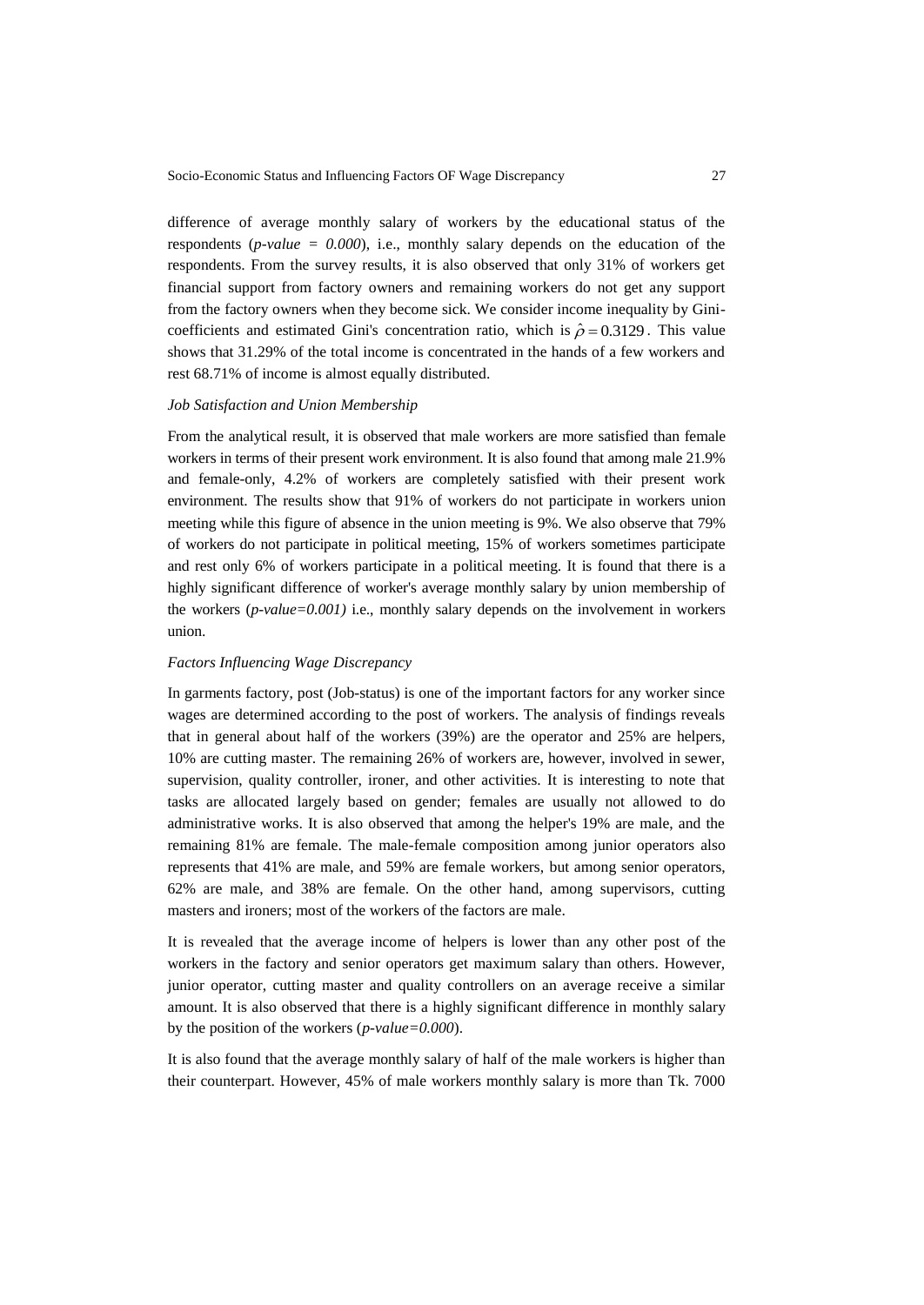difference of average monthly salary of workers by the educational status of the respondents (*p-value = 0.000*), i.e., monthly salary depends on the education of the respondents. From the survey results, it is also observed that only 31% of workers get financial support from factory owners and remaining workers do not get any support from the factory owners when they become sick. We consider income inequality by Gini-coefficients and estimated Gini's concentration ratio, which is $\hat{\rho} = 0.3129$. This value shows that 31.29% of the total income is concentrated in the hands of a few workers and rest 68.71% of income is almost equally distributed.

*Job Satisfaction and Union Membership*

From the analytical result, it is observed that male workers are more satisfied than female workers in terms of their present work environment. It is also found that among male 21.9% and female-only, 4.2% of workers are completely satisfied with their present work environment. The results show that 91% of workers do not participate in workers union meeting while this figure of absence in the union meeting is 9%. We also observe that 79% of workers do not participate in political meeting, 15% of workers sometimes participate and rest only 6% of workers participate in a political meeting. It is found that there is a highly significant difference of worker's average monthly salary by union membership of the workers (*p-value=0.001)* i.e., monthly salary depends on the involvement in workers union.

*Factors Influencing Wage Discrepancy*

In garments factory, post (Job-status) is one of the important factors for any worker since wages are determined according to the post of workers. The analysis of findings reveals that in general about half of the workers (39%) are the operator and 25% are helpers, 10% are cutting master. The remaining 26% of workers are, however, involved in sewer, supervision, quality controller, ironer, and other activities. It is interesting to note that tasks are allocated largely based on gender; females are usually not allowed to do administrative works. It is also observed that among the helper's 19% are male, and the remaining 81% are female. The male-female composition among junior operators also represents that 41% are male, and 59% are female workers, but among senior operators, 62% are male, and 38% are female. On the other hand, among supervisors, cutting masters and ironers; most of the workers of the factors are male.

It is revealed that the average income of helpers is lower than any other post of the workers in the factory and senior operators get maximum salary than others. However, junior operator, cutting master and quality controllers on an average receive a similar amount. It is also observed that there is a highly significant difference in monthly salary by the position of the workers (*p-value=0.000*).

It is also found that the average monthly salary of half of the male workers is higher than their counterpart. However, 45% of male workers monthly salary is more than Tk. 7000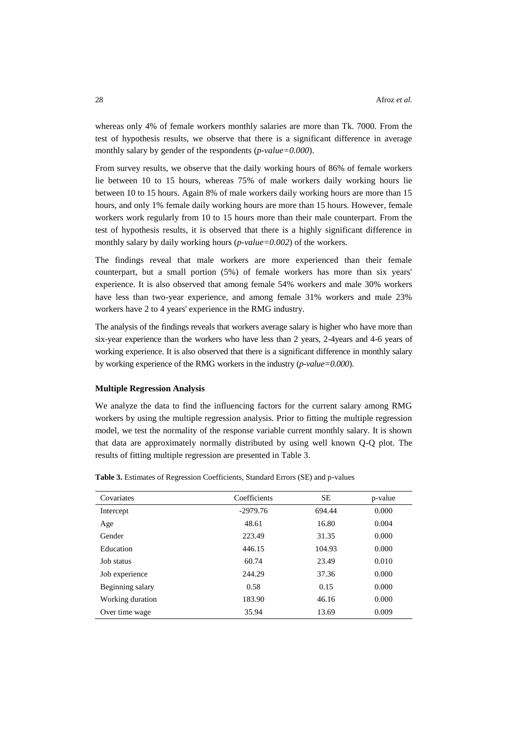whereas only 4% of female workers monthly salaries are more than Tk. 7000. From the test of hypothesis results, we observe that there is a significant difference in average monthly salary by gender of the respondents (*p-value=0.000*).

From survey results, we observe that the daily working hours of 86% of female workers lie between 10 to 15 hours, whereas 75% of male workers daily working hours lie between 10 to 15 hours. Again 8% of male workers daily working hours are more than 15 hours, and only 1% female daily working hours are more than 15 hours. However, female workers work regularly from 10 to 15 hours more than their male counterpart. From the test of hypothesis results, it is observed that there is a highly significant difference in monthly salary by daily working hours (*p-value=0.002*) of the workers.

The findings reveal that male workers are more experienced than their female counterpart, but a small portion (5%) of female workers has more than six years' experience. It is also observed that among female 54% workers and male 30% workers have less than two-year experience, and among female 31% workers and male 23% workers have 2 to 4 years' experience in the RMG industry.

The analysis of the findings reveals that workers average salary is higher who have more than six-year experience than the workers who have less than 2 years, 2-4years and 4-6 years of working experience. It is also observed that there is a significant difference in monthly salary by working experience of the RMG workers in the industry (*p-value=0.000*).

**Multiple Regression Analysis**

We analyze the data to find the influencing factors for the current salary among RMG workers by using the multiple regression analysis. Prior to fitting the multiple regression model, we test the normality of the response variable current monthly salary. It is shown that data are approximately normally distributed by using well known Q-Q plot. The results of fitting multiple regression are presented in Table 3.

**Table 3.** Estimates of Regression Coefficients, Standard Errors (SE) and p-values

| Covariates | Coefficients | SE | p-value |
|---|---|---|---|
| Intercept | -2979.76 | 694.44 | 0.000 |
| Age | 48.61 | 16.80 | 0.004 |
| Gender | 223.49 | 31.35 | 0.000 |
| Education | 446.15 | 104.93 | 0.000 |
| Job status | 60.74 | 23.49 | 0.010 |
| Job experience | 244.29 | 37.36 | 0.000 |
| Beginning salary | 0.58 | 0.15 | 0.000 |
| Working duration | 183.90 | 46.16 | 0.000 |
| Over time wage | 35.94 | 13.69 | 0.009 |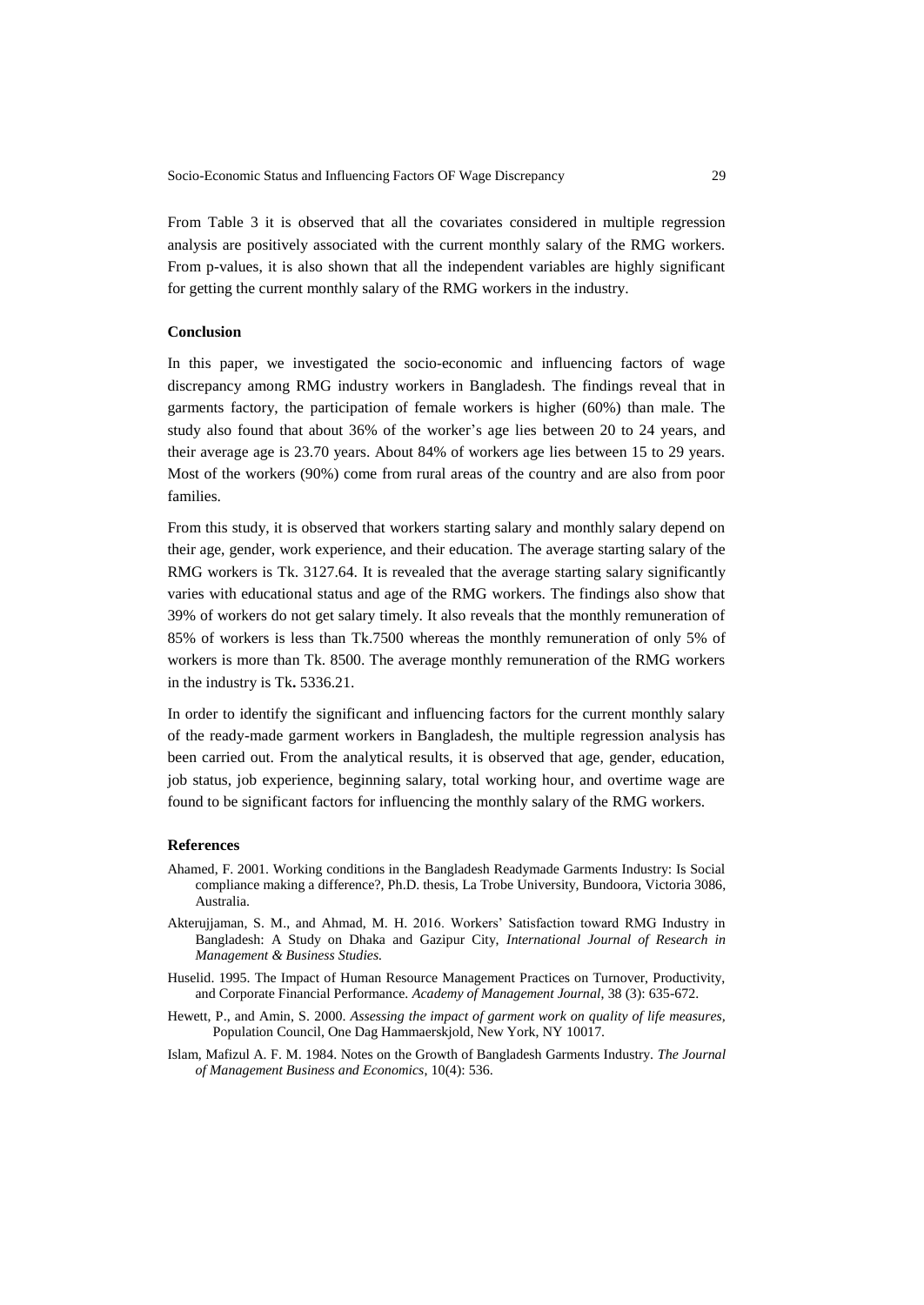From Table 3 it is observed that all the covariates considered in multiple regression analysis are positively associated with the current monthly salary of the RMG workers. From p-values, it is also shown that all the independent variables are highly significant for getting the current monthly salary of the RMG workers in the industry.

## Conclusion

In this paper, we investigated the socio-economic and influencing factors of wage discrepancy among RMG industry workers in Bangladesh. The findings reveal that in garments factory, the participation of female workers is higher (60%) than male. The study also found that about 36% of the worker's age lies between 20 to 24 years, and their average age is 23.70 years. About 84% of workers age lies between 15 to 29 years. Most of the workers (90%) come from rural areas of the country and are also from poor families.

From this study, it is observed that workers starting salary and monthly salary depend on their age, gender, work experience, and their education. The average starting salary of the RMG workers is Tk. 3127.64. It is revealed that the average starting salary significantly varies with educational status and age of the RMG workers. The findings also show that 39% of workers do not get salary timely. It also reveals that the monthly remuneration of 85% of workers is less than Tk.7500 whereas the monthly remuneration of only 5% of workers is more than Tk. 8500. The average monthly remuneration of the RMG workers in the industry is Tk**.** 5336.21.

In order to identify the significant and influencing factors for the current monthly salary of the ready-made garment workers in Bangladesh, the multiple regression analysis has been carried out. From the analytical results, it is observed that age, gender, education, job status, job experience, beginning salary, total working hour, and overtime wage are found to be significant factors for influencing the monthly salary of the RMG workers.

## References

Ahamed, F. 2001. Working conditions in the Bangladesh Readymade Garments Industry: Is Social compliance making a difference?, Ph.D. thesis, La Trobe University, Bundoora, Victoria 3086, Australia.

Akterujjaman, S. M., and Ahmad, M. H. 2016. Workers' Satisfaction toward RMG Industry in Bangladesh: A Study on Dhaka and Gazipur City, *International Journal of Research in Management & Business Studies.*

Huselid. 1995. The Impact of Human Resource Management Practices on Turnover, Productivity, and Corporate Financial Performance. *Academy of Management Journal*, 38 (3): 635-672.

Hewett, P., and Amin, S. 2000. *Assessing the impact of garment work on quality of life measures*, Population Council, One Dag Hammaerskjold, New York, NY 10017.

Islam, Mafizul A. F. M. 1984. Notes on the Growth of Bangladesh Garments Industry. *The Journal of Management Business and Economics*, 10(4): 536.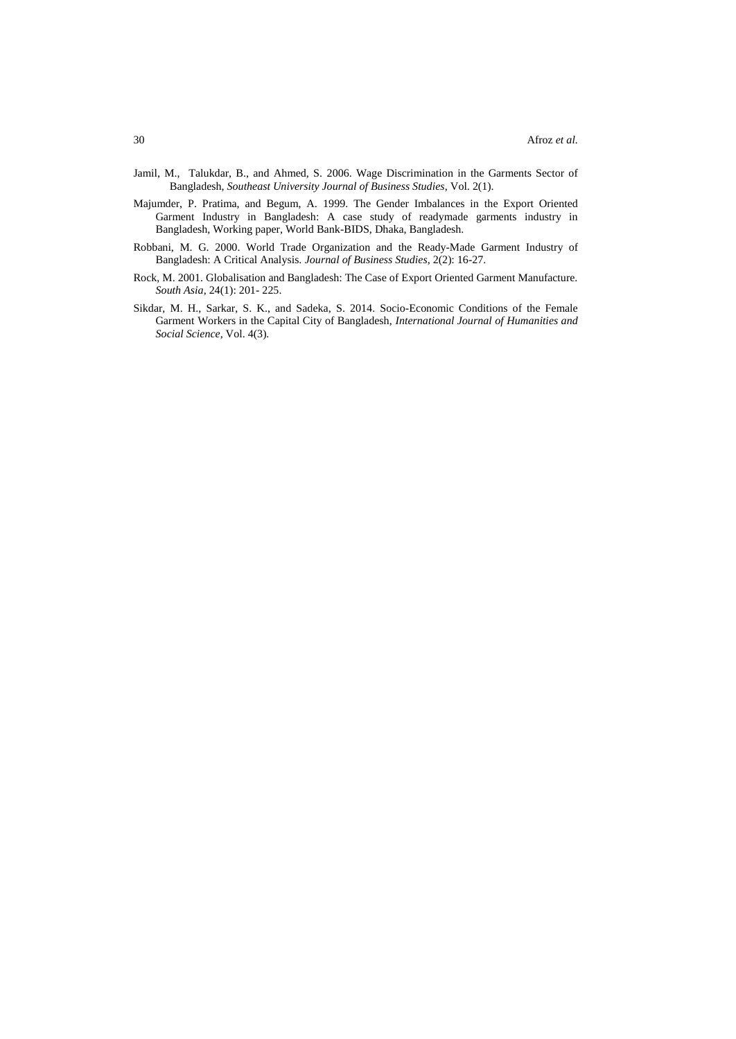Jamil, M., Talukdar, B., and Ahmed, S. 2006. Wage Discrimination in the Garments Sector of Bangladesh, *Southeast University Journal of Business Studies*, Vol. 2(1).

Majumder, P. Pratima, and Begum, A. 1999. The Gender Imbalances in the Export Oriented Garment Industry in Bangladesh: A case study of readymade garments industry in Bangladesh, Working paper, World Bank-BIDS, Dhaka, Bangladesh.

Robbani, M. G. 2000. World Trade Organization and the Ready-Made Garment Industry of Bangladesh: A Critical Analysis. *Journal of Business Studies*, 2(2): 16-27.

Rock, M. 2001. Globalisation and Bangladesh: The Case of Export Oriented Garment Manufacture. *South Asia*, 24(1): 201- 225.

Sikdar, M. H., Sarkar, S. K., and Sadeka, S. 2014. Socio-Economic Conditions of the Female Garment Workers in the Capital City of Bangladesh, *International Journal of Humanities and Social Science*, Vol. 4(3).